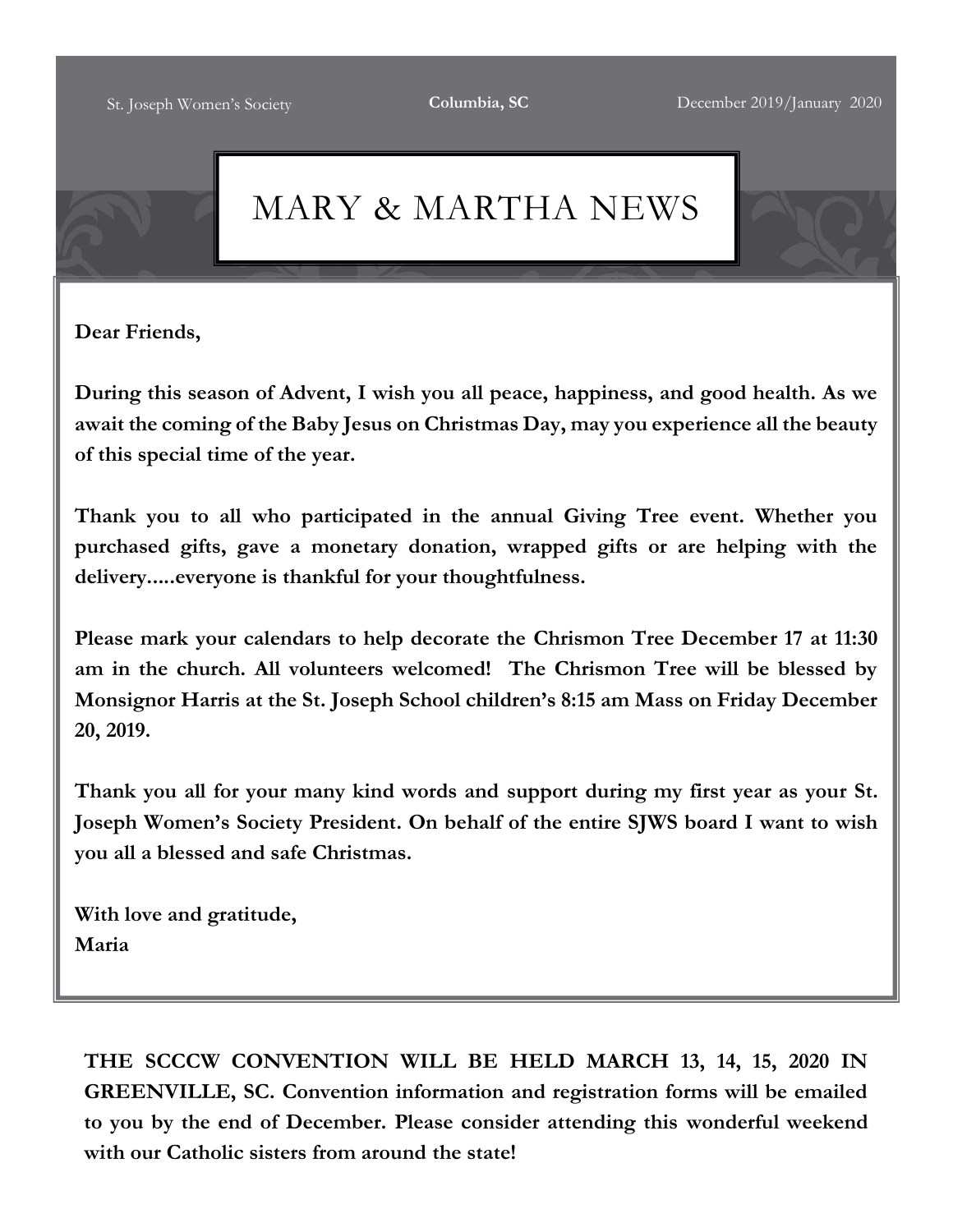St. Joseph Women's Society **Columbia, SC** December 2019/January 2020

# MARY & MARTHA NEWS

**Dear Friends,**

**During this season of Advent, I wish you all peace, happiness, and good health. As we await the coming of the Baby Jesus on Christmas Day, may you experience all the beauty of this special time of the year.**

**Thank you to all who participated in the annual Giving Tree event. Whether you purchased gifts, gave a monetary donation, wrapped gifts or are helping with the delivery.....everyone is thankful for your thoughtfulness.**

**Please mark your calendars to help decorate the Chrismon Tree December 17 at 11:30 am in the church. All volunteers welcomed! The Chrismon Tree will be blessed by Monsignor Harris at the St. Joseph School children's 8:15 am Mass on Friday December 20, 2019.**

**Thank you all for your many kind words and support during my first year as your St. Joseph Women's Society President. On behalf of the entire SJWS board I want to wish you all a blessed and safe Christmas.**

**With love and gratitude,**
**Maria**

**THE SCCCW CONVENTION WILL BE HELD MARCH 13, 14, 15, 2020 IN GREENVILLE, SC. Convention information and registration forms will be emailed to you by the end of December. Please consider attending this wonderful weekend with our Catholic sisters from around the state!**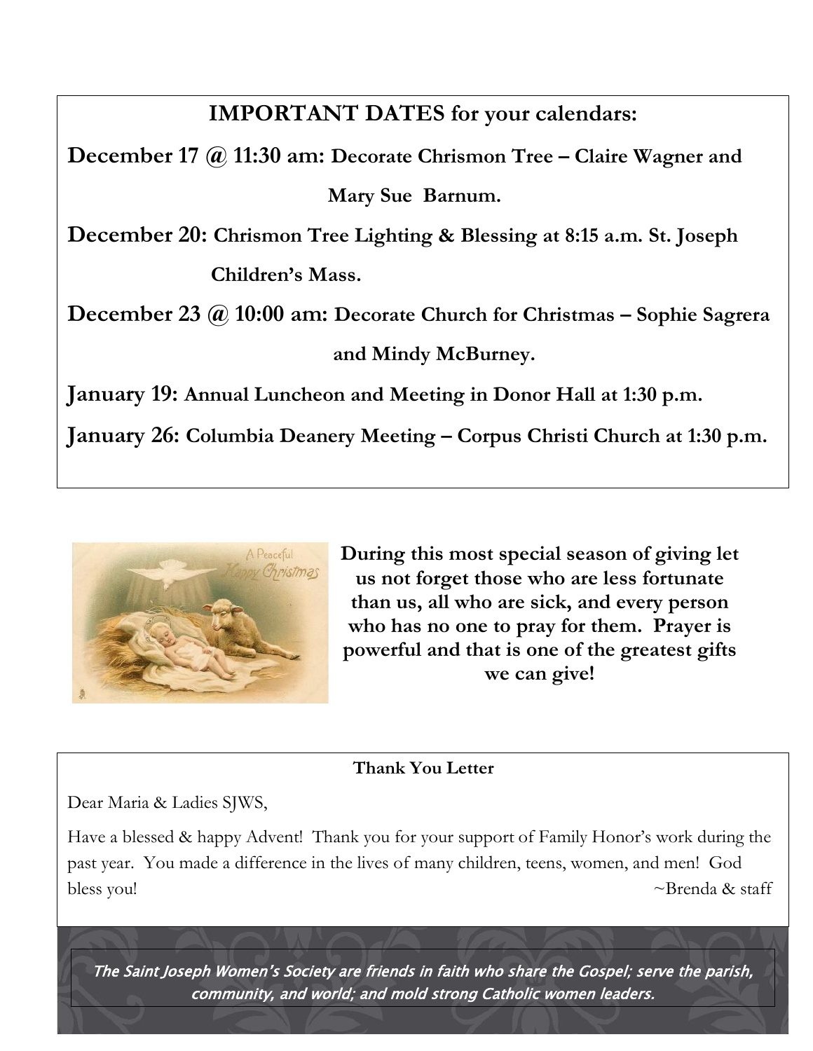## IMPORTANT DATES for your calendars:

**December 17 @ 11:30 am: Decorate Chrismon Tree – Claire Wagner and Mary Sue Barnum.**

**December 20: Chrismon Tree Lighting & Blessing at 8:15 a.m. St. Joseph Children's Mass.**

**December 23 @ 10:00 am: Decorate Church for Christmas – Sophie Sagrera and Mindy McBurney.**

**January 19: Annual Luncheon and Meeting in Donor Hall at 1:30 p.m.**

**January 26: Columbia Deanery Meeting – Corpus Christi Church at 1:30 p.m.**

**During this most special season of giving let us not forget those who are less fortunate than us, all who are sick, and every person who has no one to pray for them. Prayer is powerful and that is one of the greatest gifts we can give!**

**Thank You Letter**

Dear Maria & Ladies SJWS,

Have a blessed & happy Advent! Thank you for your support of Family Honor's work during the past year. You made a difference in the lives of many children, teens, women, and men! God bless you!

~Brenda & staff

***The Saint Joseph Women's Society are friends in faith who share the Gospel; serve the parish, community, and world; and mold strong Catholic women leaders.***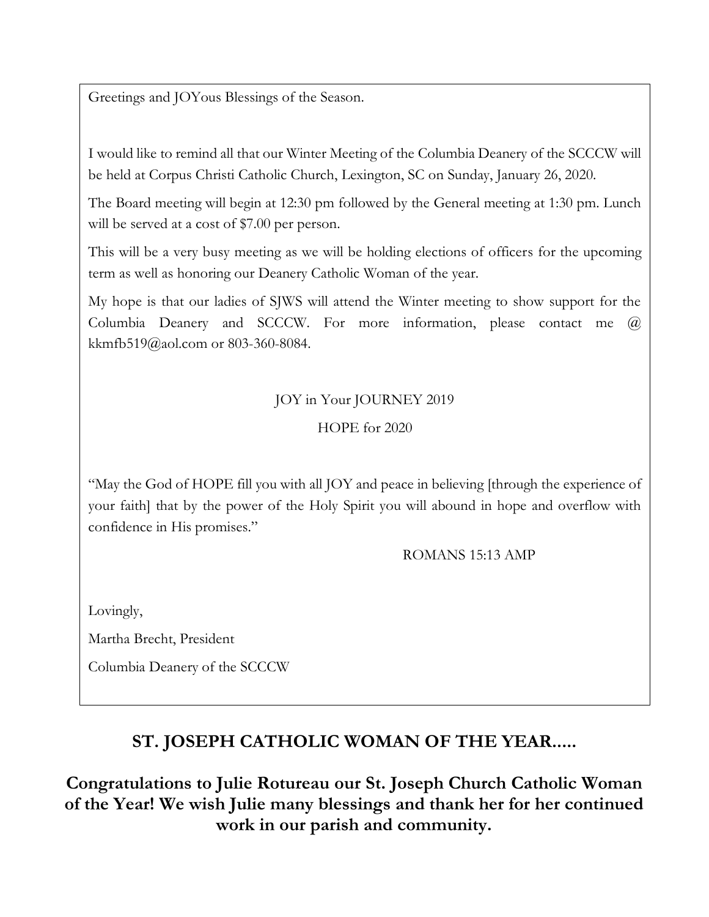Greetings and JOYous Blessings of the Season.

I would like to remind all that our Winter Meeting of the Columbia Deanery of the SCCCW will be held at Corpus Christi Catholic Church, Lexington, SC on Sunday, January 26, 2020.

The Board meeting will begin at 12:30 pm followed by the General meeting at 1:30 pm. Lunch will be served at a cost of $7.00 per person.

This will be a very busy meeting as we will be holding elections of officers for the upcoming term as well as honoring our Deanery Catholic Woman of the year.

My hope is that our ladies of SJWS will attend the Winter meeting to show support for the Columbia Deanery and SCCCW. For more information, please contact me @ kkmfb519@aol.com or 803-360-8084.

JOY in Your JOURNEY 2019

HOPE for 2020

"May the God of HOPE fill you with all JOY and peace in believing [through the experience of your faith] that by the power of the Holy Spirit you will abound in hope and overflow with confidence in His promises."

ROMANS 15:13 AMP

Lovingly,

Martha Brecht, President

Columbia Deanery of the SCCCW

## ST. JOSEPH CATHOLIC WOMAN OF THE YEAR.....

**Congratulations to Julie Rotureau our St. Joseph Church Catholic Woman of the Year! We wish Julie many blessings and thank her for her continued work in our parish and community.**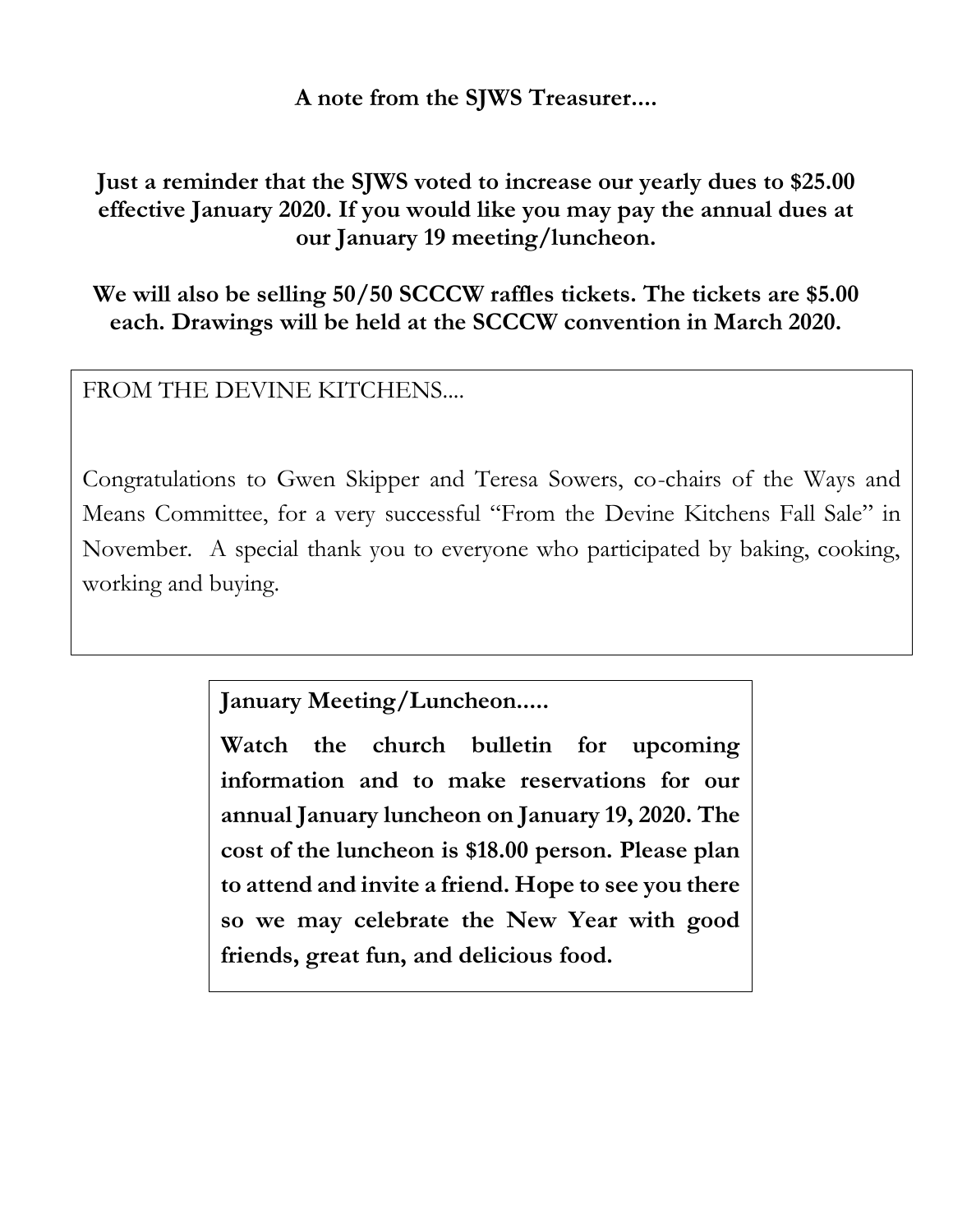**A note from the SJWS Treasurer....**

**Just a reminder that the SJWS voted to increase our yearly dues to $25.00 effective January 2020. If you would like you may pay the annual dues at our January 19 meeting/luncheon.**

**We will also be selling 50/50 SCCCW raffles tickets. The tickets are $5.00 each. Drawings will be held at the SCCCW convention in March 2020.**

FROM THE DEVINE KITCHENS....

Congratulations to Gwen Skipper and Teresa Sowers, co-chairs of the Ways and Means Committee, for a very successful "From the Devine Kitchens Fall Sale" in November. A special thank you to everyone who participated by baking, cooking, working and buying.

**January Meeting/Luncheon.....**

**Watch the church bulletin for upcoming information and to make reservations for our annual January luncheon on January 19, 2020. The cost of the luncheon is $18.00 person. Please plan to attend and invite a friend. Hope to see you there so we may celebrate the New Year with good friends, great fun, and delicious food.**